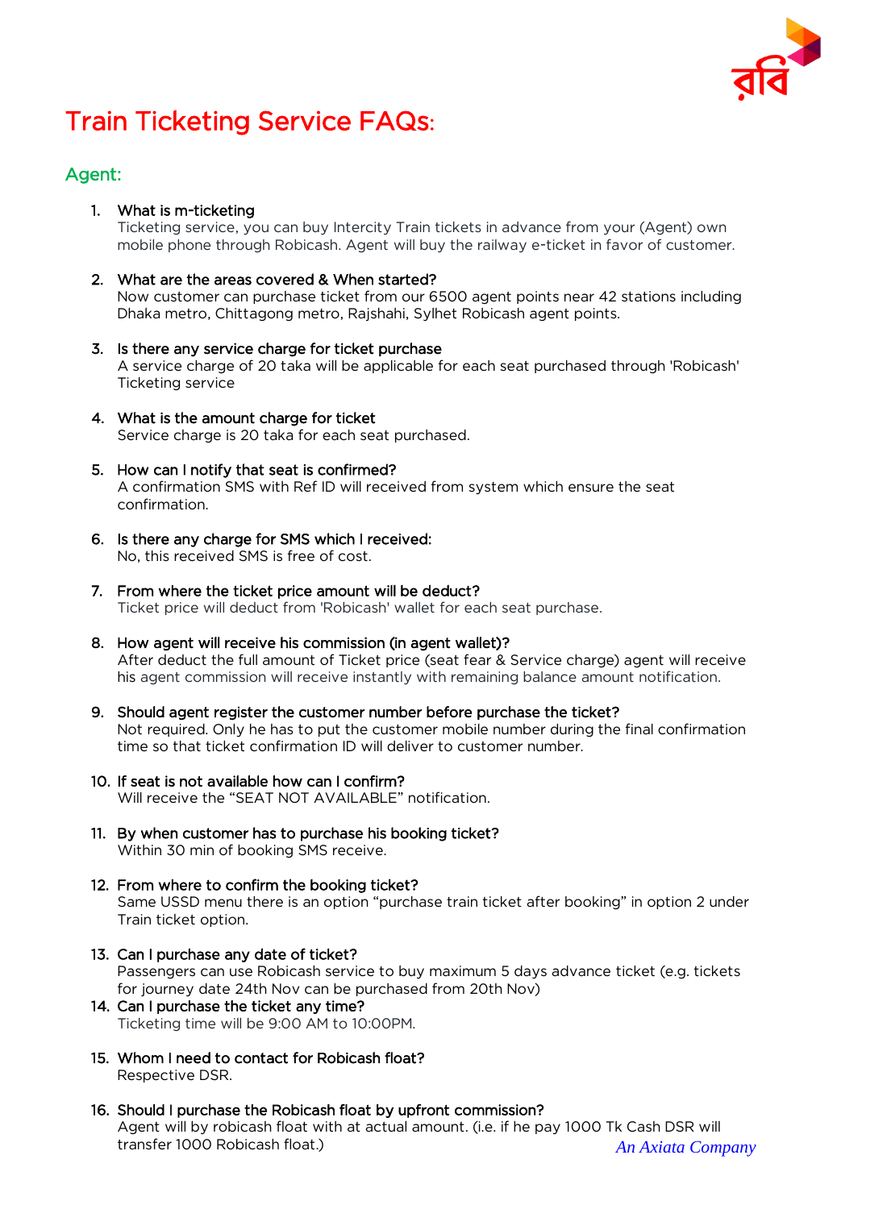# Train Ticketing Service FAQs:

## Agent:

1. **What is m-ticketing**
   Ticketing service, you can buy Intercity Train tickets in advance from your (Agent) own mobile phone through Robicash. Agent will buy the railway e-ticket in favor of customer.

2. **What are the areas covered & When started?**
   Now customer can purchase ticket from our 6500 agent points near 42 stations including Dhaka metro, Chittagong metro, Rajshahi, Sylhet Robicash agent points.

3. **Is there any service charge for ticket purchase**
   A service charge of 20 taka will be applicable for each seat purchased through 'Robicash' Ticketing service

4. **What is the amount charge for ticket**
   Service charge is 20 taka for each seat purchased.

5. **How can I notify that seat is confirmed?**
   A confirmation SMS with Ref ID will received from system which ensure the seat confirmation.

6. **Is there any charge for SMS which I received:**
   No, this received SMS is free of cost.

7. **From where the ticket price amount will be deduct?**
   Ticket price will deduct from 'Robicash' wallet for each seat purchase.

8. **How agent will receive his commission (in agent wallet)?**
   After deduct the full amount of Ticket price (seat fear & Service charge) agent will receive his agent commission will receive instantly with remaining balance amount notification.

9. **Should agent register the customer number before purchase the ticket?**
   Not required. Only he has to put the customer mobile number during the final confirmation time so that ticket confirmation ID will deliver to customer number.

10. **If seat is not available how can I confirm?**
    Will receive the "SEAT NOT AVAILABLE" notification.

11. **By when customer has to purchase his booking ticket?**
    Within 30 min of booking SMS receive.

12. **From where to confirm the booking ticket?**
    Same USSD menu there is an option "purchase train ticket after booking" in option 2 under Train ticket option.

13. **Can I purchase any date of ticket?**
    Passengers can use Robicash service to buy maximum 5 days advance ticket (e.g. tickets for journey date 24th Nov can be purchased from 20th Nov)

14. **Can I purchase the ticket any time?**
    Ticketing time will be 9:00 AM to 10:00PM.

15. **Whom I need to contact for Robicash float?**
    Respective DSR.

16. **Should I purchase the Robicash float by upfront commission?**
    Agent will by robicash float with at actual amount. (i.e. if he pay 1000 Tk Cash DSR will transfer 1000 Robicash float.)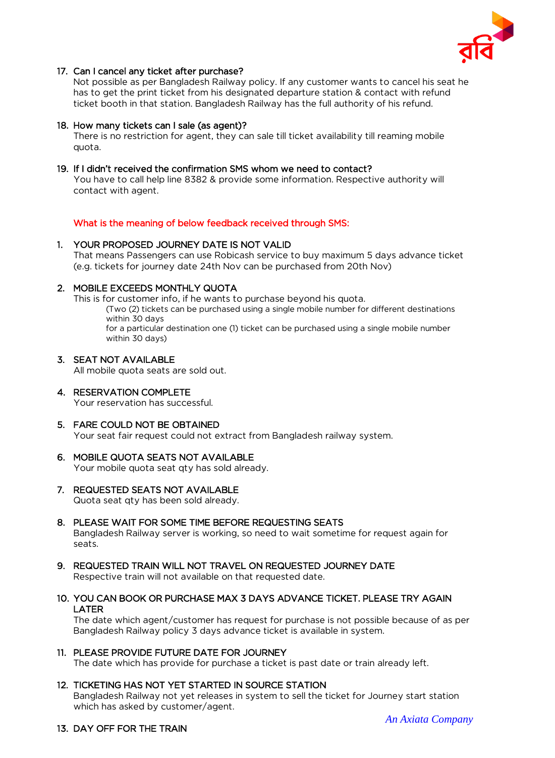17. Can I cancel any ticket after purchase?
    Not possible as per Bangladesh Railway policy. If any customer wants to cancel his seat he has to get the print ticket from his designated departure station & contact with refund ticket booth in that station. Bangladesh Railway has the full authority of his refund.

18. How many tickets can I sale (as agent)?
    There is no restriction for agent, they can sale till ticket availability till reaming mobile quota.

19. If I didn't received the confirmation SMS whom we need to contact?
    You have to call help line 8382 & provide some information. Respective authority will contact with agent.

**What is the meaning of below feedback received through SMS:**

1. YOUR PROPOSED JOURNEY DATE IS NOT VALID
   That means Passengers can use Robicash service to buy maximum 5 days advance ticket (e.g. tickets for journey date 24th Nov can be purchased from 20th Nov)

2. MOBILE EXCEEDS MONTHLY QUOTA
   This is for customer info, if he wants to purchase beyond his quota.
   (Two (2) tickets can be purchased using a single mobile number for different destinations within 30 days
   for a particular destination one (1) ticket can be purchased using a single mobile number within 30 days)

3. SEAT NOT AVAILABLE
   All mobile quota seats are sold out.

4. RESERVATION COMPLETE
   Your reservation has successful.

5. FARE COULD NOT BE OBTAINED
   Your seat fair request could not extract from Bangladesh railway system.

6. MOBILE QUOTA SEATS NOT AVAILABLE
   Your mobile quota seat qty has sold already.

7. REQUESTED SEATS NOT AVAILABLE
   Quota seat qty has been sold already.

8. PLEASE WAIT FOR SOME TIME BEFORE REQUESTING SEATS
   Bangladesh Railway server is working, so need to wait sometime for request again for seats.

9. REQUESTED TRAIN WILL NOT TRAVEL ON REQUESTED JOURNEY DATE
   Respective train will not available on that requested date.

10. YOU CAN BOOK OR PURCHASE MAX 3 DAYS ADVANCE TICKET. PLEASE TRY AGAIN LATER
    The date which agent/customer has request for purchase is not possible because of as per Bangladesh Railway policy 3 days advance ticket is available in system.

11. PLEASE PROVIDE FUTURE DATE FOR JOURNEY
    The date which has provide for purchase a ticket is past date or train already left.

12. TICKETING HAS NOT YET STARTED IN SOURCE STATION
    Bangladesh Railway not yet releases in system to sell the ticket for Journey start station which has asked by customer/agent.

13. DAY OFF FOR THE TRAIN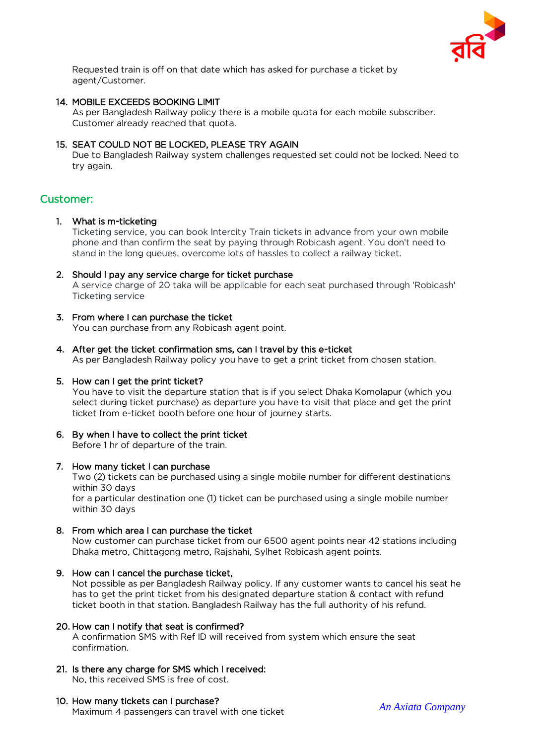Requested train is off on that date which has asked for purchase a ticket by agent/Customer.

14. MOBILE EXCEEDS BOOKING LIMIT
As per Bangladesh Railway policy there is a mobile quota for each mobile subscriber. Customer already reached that quota.

15. SEAT COULD NOT BE LOCKED, PLEASE TRY AGAIN
Due to Bangladesh Railway system challenges requested set could not be locked. Need to try again.

## Customer:

1. What is m-ticketing
Ticketing service, you can book Intercity Train tickets in advance from your own mobile phone and than confirm the seat by paying through Robicash agent. You don't need to stand in the long queues, overcome lots of hassles to collect a railway ticket.

2. Should I pay any service charge for ticket purchase
A service charge of 20 taka will be applicable for each seat purchased through 'Robicash' Ticketing service

3. From where I can purchase the ticket
You can purchase from any Robicash agent point.

4. After get the ticket confirmation sms, can I travel by this e-ticket
As per Bangladesh Railway policy you have to get a print ticket from chosen station.

5. How can I get the print ticket?
You have to visit the departure station that is if you select Dhaka Komolapur (which you select during ticket purchase) as departure you have to visit that place and get the print ticket from e-ticket booth before one hour of journey starts.

6. By when I have to collect the print ticket
Before 1 hr of departure of the train.

7. How many ticket I can purchase
Two (2) tickets can be purchased using a single mobile number for different destinations within 30 days
for a particular destination one (1) ticket can be purchased using a single mobile number within 30 days

8. From which area I can purchase the ticket
Now customer can purchase ticket from our 6500 agent points near 42 stations including Dhaka metro, Chittagong metro, Rajshahi, Sylhet Robicash agent points.

9. How can I cancel the purchase ticket,
Not possible as per Bangladesh Railway policy. If any customer wants to cancel his seat he has to get the print ticket from his designated departure station & contact with refund ticket booth in that station. Bangladesh Railway has the full authority of his refund.

20. How can I notify that seat is confirmed?
A confirmation SMS with Ref ID will received from system which ensure the seat confirmation.

21. Is there any charge for SMS which I received:
No, this received SMS is free of cost.

10. How many tickets can I purchase?
Maximum 4 passengers can travel with one ticket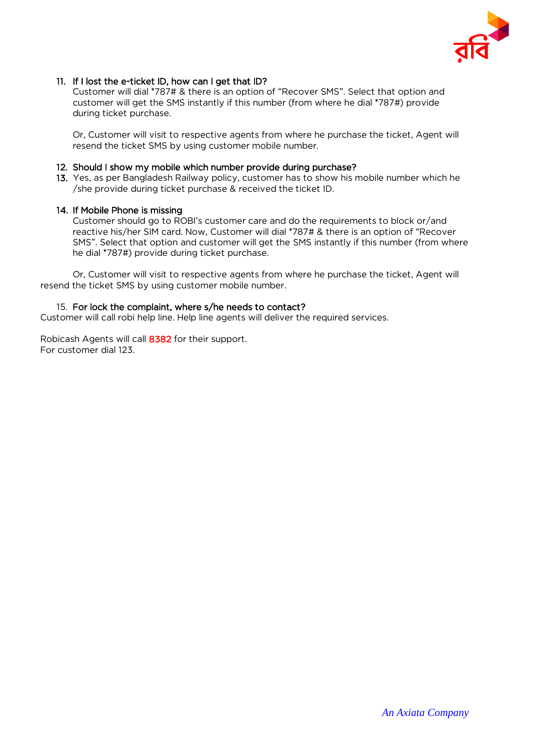11. **If I lost the e-ticket ID, how can I get that ID?**
    Customer will dial *787# & there is an option of "Recover SMS". Select that option and customer will get the SMS instantly if this number (from where he dial *787#) provide during ticket purchase.

    Or, Customer will visit to respective agents from where he purchase the ticket, Agent will resend the ticket SMS by using customer mobile number.

12. **Should I show my mobile which number provide during purchase?**
13. Yes, as per Bangladesh Railway policy, customer has to show his mobile number which he /she provide during ticket purchase & received the ticket ID.

14. **If Mobile Phone is missing**
    Customer should go to ROBI's customer care and do the requirements to block or/and reactive his/her SIM card. Now, Customer will dial *787# & there is an option of "Recover SMS". Select that option and customer will get the SMS instantly if this number (from where he dial *787#) provide during ticket purchase.

    Or, Customer will visit to respective agents from where he purchase the ticket, Agent will resend the ticket SMS by using customer mobile number.

15. **For lock the complaint, where s/he needs to contact?**

Customer will call robi help line. Help line agents will deliver the required services.

Robicash Agents will call 8382 for their support.
For customer dial 123.